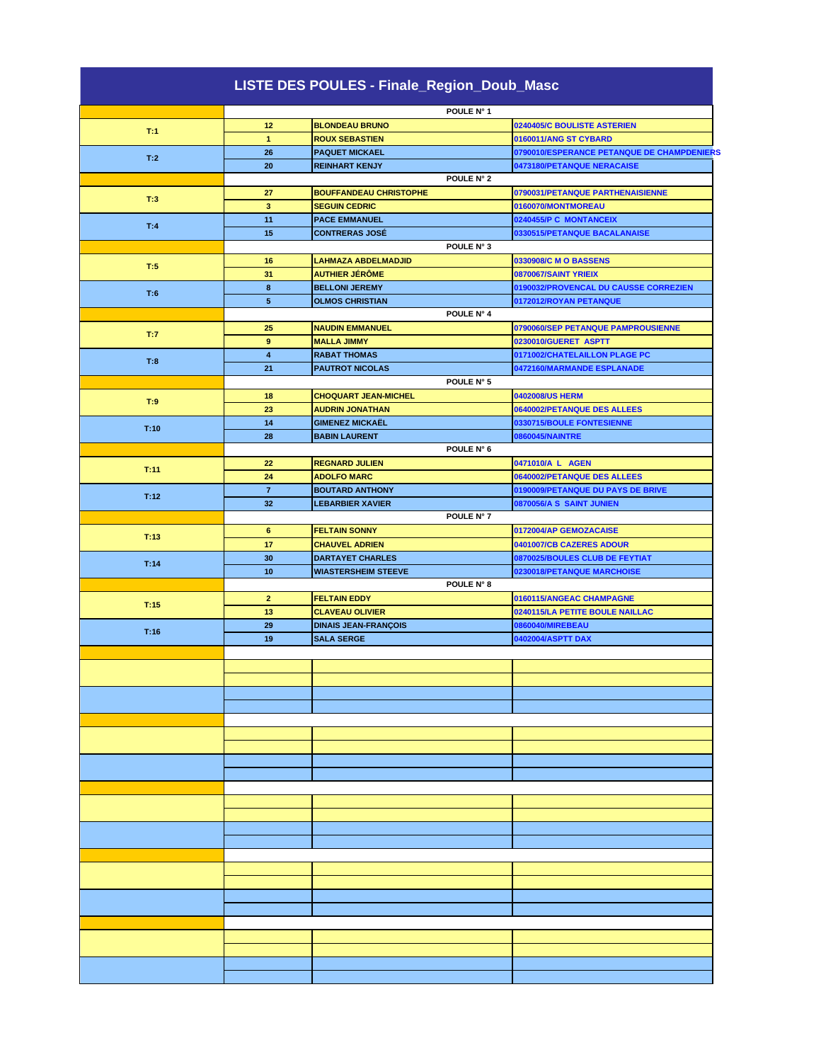# LISTE DES POULES - Finale_Region_Doub_Masc

| | | | |
|---|---|---|---|
| | POULE N° 1 | | |
| T:1 | 12 | BLONDEAU BRUNO | 0240405/C BOULISTE ASTERIEN |
| | 1 | ROUX SEBASTIEN | 0160011/ANG ST CYBARD |
| T:2 | 26 | PAQUET MICKAEL | 0790010/ESPERANCE PETANQUE DE CHAMPDENIERS |
| | 20 | REINHART KENJY | 0473180/PETANQUE NERACAISE |
| | POULE N° 2 | | |
| T:3 | 27 | BOUFFANDEAU CHRISTOPHE | 0790031/PETANQUE PARTHENAISIENNE |
| | 3 | SEGUIN CEDRIC | 0160070/MONTMOREAU |
| T:4 | 11 | PACE EMMANUEL | 0240455/P C MONTANCEIX |
| | 15 | CONTRERAS JOSÉ | 0330515/PETANQUE BACALANAISE |
| | POULE N° 3 | | |
| T:5 | 16 | LAHMAZA ABDELMADJID | 0330908/C M O BASSENS |
| | 31 | AUTHIER JÉRÔME | 0870067/SAINT YRIEIX |
| T:6 | 8 | BELLONI JEREMY | 0190032/PROVENCAL DU CAUSSE CORREZIEN |
| | 5 | OLMOS CHRISTIAN | 0172012/ROYAN PETANQUE |
| | POULE N° 4 | | |
| T:7 | 25 | NAUDIN EMMANUEL | 0790060/SEP PETANQUE PAMPROUSIENNE |
| | 9 | MALLA JIMMY | 0230010/GUERET ASPTT |
| T:8 | 4 | RABAT THOMAS | 0171002/CHATELAILLON PLAGE PC |
| | 21 | PAUTROT NICOLAS | 0472160/MARMANDE ESPLANADE |
| | POULE N° 5 | | |
| T:9 | 18 | CHOQUART JEAN-MICHEL | 0402008/US HERM |
| | 23 | AUDRIN JONATHAN | 0640002/PETANQUE DES ALLEES |
| T:10 | 14 | GIMENEZ MICKAËL | 0330715/BOULE FONTESIENNE |
| | 28 | BABIN LAURENT | 0860045/NAINTRE |
| | POULE N° 6 | | |
| T:11 | 22 | REGNARD JULIEN | 0471010/A L AGEN |
| | 24 | ADOLFO MARC | 0640002/PETANQUE DES ALLEES |
| T:12 | 7 | BOUTARD ANTHONY | 0190009/PETANQUE DU PAYS DE BRIVE |
| | 32 | LEBARBIER XAVIER | 0870056/A S SAINT JUNIEN |
| | POULE N° 7 | | |
| T:13 | 6 | FELTAIN SONNY | 0172004/AP GEMOZACAISE |
| | 17 | CHAUVEL ADRIEN | 0401007/CB CAZERES ADOUR |
| T:14 | 30 | DARTAYET CHARLES | 0870025/BOULES CLUB DE FEYTIAT |
| | 10 | WIASTERSHEIM STEEVE | 0230018/PETANQUE MARCHOISE |
| | POULE N° 8 | | |
| T:15 | 2 | FELTAIN EDDY | 0160115/ANGEAC CHAMPAGNE |
| | 13 | CLAVEAU OLIVIER | 0240115/LA PETITE BOULE NAILLAC |
| T:16 | 29 | DINAIS JEAN-FRANÇOIS | 0860040/MIREBEAU |
| | 19 | SALA SERGE | 0402004/ASPTT DAX |